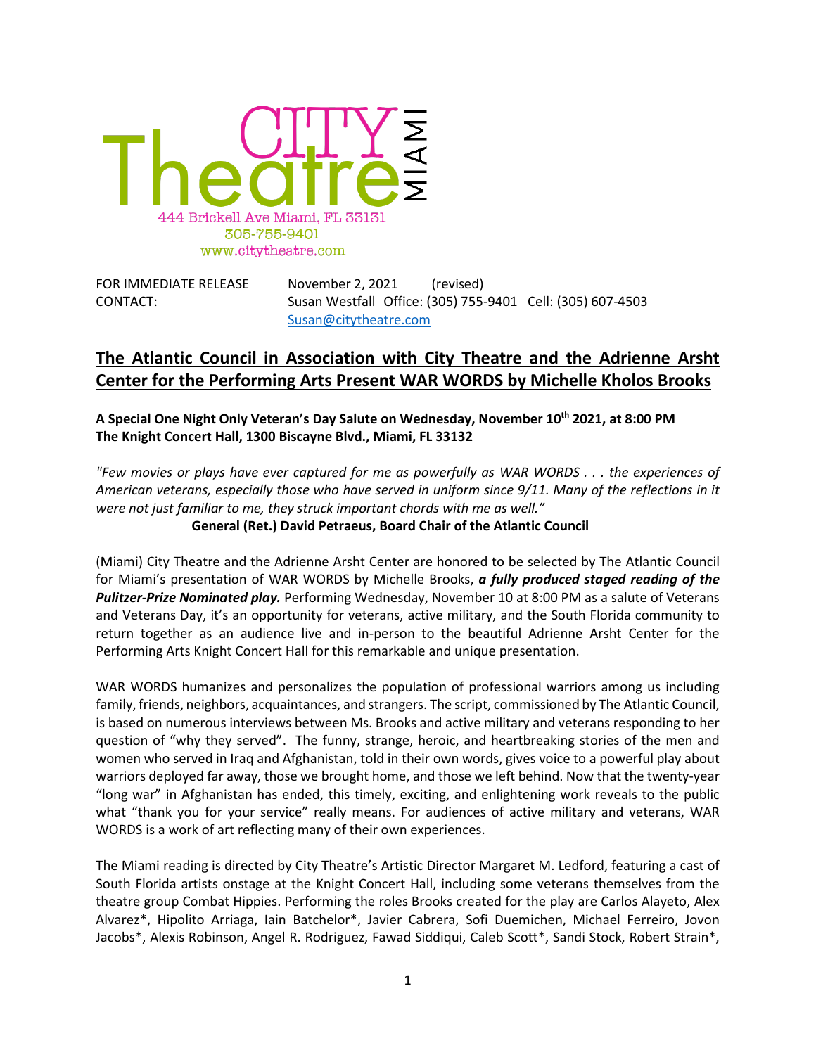CITY Theatre MIAMI

444 Brickell Ave Miami, FL 33131
305-755-9401
www.citytheatre.com

FOR IMMEDIATE RELEASE November 2, 2021 (revised)
CONTACT: Susan Westfall Office: (305) 755-9401 Cell: (305) 607-4503
Susan@citytheatre.com

# The Atlantic Council in Association with City Theatre and the Adrienne Arsht Center for the Performing Arts Present WAR WORDS by Michelle Kholos Brooks

**A Special One Night Only Veteran's Day Salute on Wednesday, November 10th 2021, at 8:00 PM**
**The Knight Concert Hall, 1300 Biscayne Blvd., Miami, FL 33132**

*"Few movies or plays have ever captured for me as powerfully as WAR WORDS . . . the experiences of American veterans, especially those who have served in uniform since 9/11. Many of the reflections in it were not just familiar to me, they struck important chords with me as well."*

**General (Ret.) David Petraeus, Board Chair of the Atlantic Council**

(Miami) City Theatre and the Adrienne Arsht Center are honored to be selected by The Atlantic Council for Miami's presentation of WAR WORDS by Michelle Brooks, ***a fully produced staged reading of the Pulitzer-Prize Nominated play.*** Performing Wednesday, November 10 at 8:00 PM as a salute of Veterans and Veterans Day, it's an opportunity for veterans, active military, and the South Florida community to return together as an audience live and in-person to the beautiful Adrienne Arsht Center for the Performing Arts Knight Concert Hall for this remarkable and unique presentation.

WAR WORDS humanizes and personalizes the population of professional warriors among us including family, friends, neighbors, acquaintances, and strangers. The script, commissioned by The Atlantic Council, is based on numerous interviews between Ms. Brooks and active military and veterans responding to her question of "why they served". The funny, strange, heroic, and heartbreaking stories of the men and women who served in Iraq and Afghanistan, told in their own words, gives voice to a powerful play about warriors deployed far away, those we brought home, and those we left behind. Now that the twenty-year "long war" in Afghanistan has ended, this timely, exciting, and enlightening work reveals to the public what "thank you for your service" really means. For audiences of active military and veterans, WAR WORDS is a work of art reflecting many of their own experiences.

The Miami reading is directed by City Theatre's Artistic Director Margaret M. Ledford, featuring a cast of South Florida artists onstage at the Knight Concert Hall, including some veterans themselves from the theatre group Combat Hippies. Performing the roles Brooks created for the play are Carlos Alayeto, Alex Alvarez*, Hipolito Arriaga, Iain Batchelor*, Javier Cabrera, Sofi Duemichen, Michael Ferreiro, Jovon Jacobs*, Alexis Robinson, Angel R. Rodriguez, Fawad Siddiqui, Caleb Scott*, Sandi Stock, Robert Strain*,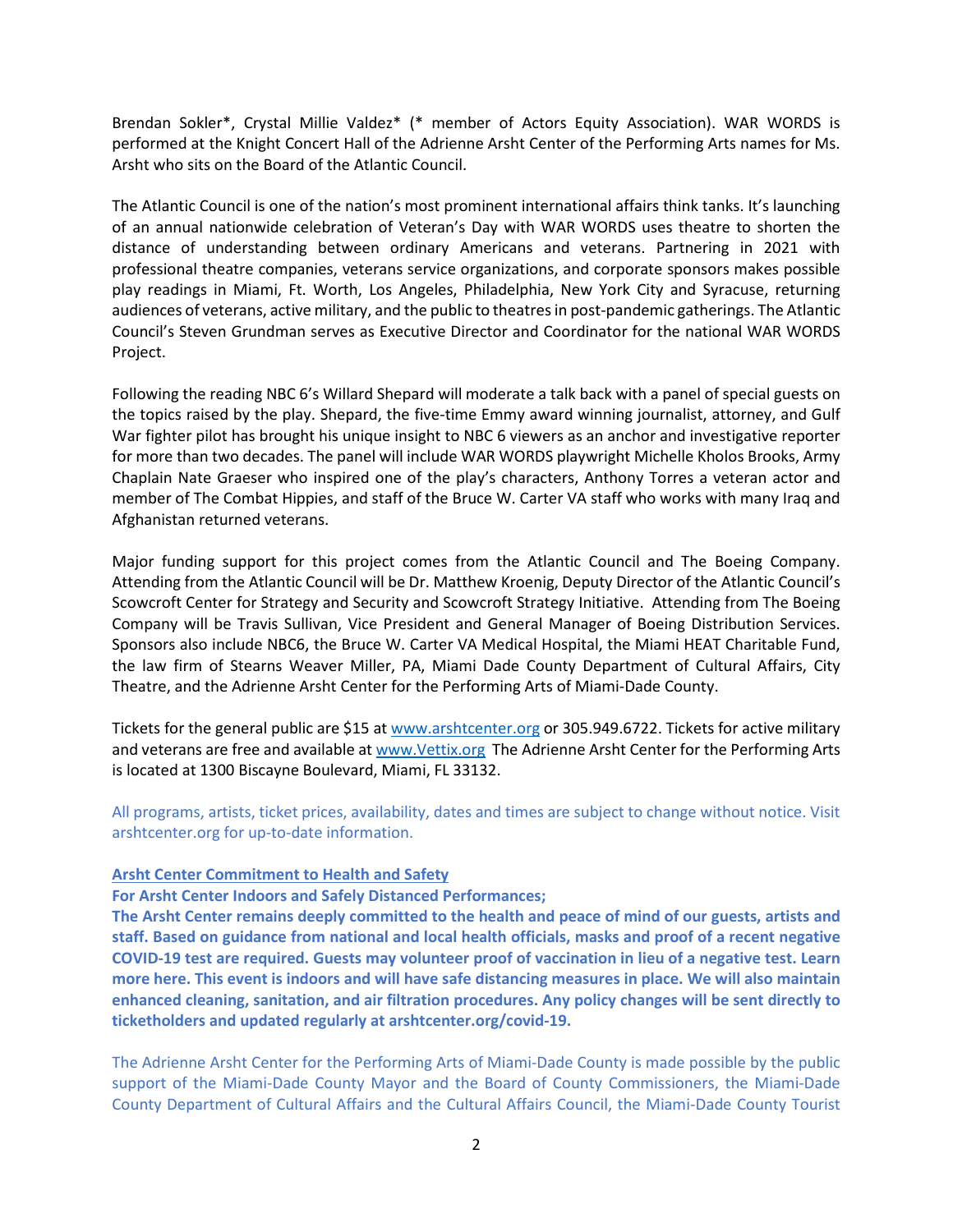Brendan Sokler*, Crystal Millie Valdez* (* member of Actors Equity Association). WAR WORDS is performed at the Knight Concert Hall of the Adrienne Arsht Center of the Performing Arts names for Ms. Arsht who sits on the Board of the Atlantic Council.

The Atlantic Council is one of the nation's most prominent international affairs think tanks. It's launching of an annual nationwide celebration of Veteran's Day with WAR WORDS uses theatre to shorten the distance of understanding between ordinary Americans and veterans. Partnering in 2021 with professional theatre companies, veterans service organizations, and corporate sponsors makes possible play readings in Miami, Ft. Worth, Los Angeles, Philadelphia, New York City and Syracuse, returning audiences of veterans, active military, and the public to theatres in post-pandemic gatherings. The Atlantic Council's Steven Grundman serves as Executive Director and Coordinator for the national WAR WORDS Project.

Following the reading NBC 6's Willard Shepard will moderate a talk back with a panel of special guests on the topics raised by the play. Shepard, the five-time Emmy award winning journalist, attorney, and Gulf War fighter pilot has brought his unique insight to NBC 6 viewers as an anchor and investigative reporter for more than two decades. The panel will include WAR WORDS playwright Michelle Kholos Brooks, Army Chaplain Nate Graeser who inspired one of the play's characters, Anthony Torres a veteran actor and member of The Combat Hippies, and staff of the Bruce W. Carter VA staff who works with many Iraq and Afghanistan returned veterans.

Major funding support for this project comes from the Atlantic Council and The Boeing Company. Attending from the Atlantic Council will be Dr. Matthew Kroenig, Deputy Director of the Atlantic Council's Scowcroft Center for Strategy and Security and Scowcroft Strategy Initiative. Attending from The Boeing Company will be Travis Sullivan, Vice President and General Manager of Boeing Distribution Services. Sponsors also include NBC6, the Bruce W. Carter VA Medical Hospital, the Miami HEAT Charitable Fund, the law firm of Stearns Weaver Miller, PA, Miami Dade County Department of Cultural Affairs, City Theatre, and the Adrienne Arsht Center for the Performing Arts of Miami-Dade County.

Tickets for the general public are $15 at [www.arshtcenter.org](http://www.arshtcenter.org) or 305.949.6722. Tickets for active military and veterans are free and available at [www.Vettix.org](http://www.Vettix.org) The Adrienne Arsht Center for the Performing Arts is located at 1300 Biscayne Boulevard, Miami, FL 33132.

All programs, artists, ticket prices, availability, dates and times are subject to change without notice. Visit arshtcenter.org for up-to-date information.

**Arsht Center Commitment to Health and Safety**

**For Arsht Center Indoors and Safely Distanced Performances;**

**The Arsht Center remains deeply committed to the health and peace of mind of our guests, artists and staff. Based on guidance from national and local health officials, masks and proof of a recent negative COVID-19 test are required. Guests may volunteer proof of vaccination in lieu of a negative test. Learn more here. This event is indoors and will have safe distancing measures in place. We will also maintain enhanced cleaning, sanitation, and air filtration procedures. Any policy changes will be sent directly to ticketholders and updated regularly at arshtcenter.org/covid-19.**

The Adrienne Arsht Center for the Performing Arts of Miami-Dade County is made possible by the public support of the Miami-Dade County Mayor and the Board of County Commissioners, the Miami-Dade County Department of Cultural Affairs and the Cultural Affairs Council, the Miami-Dade County Tourist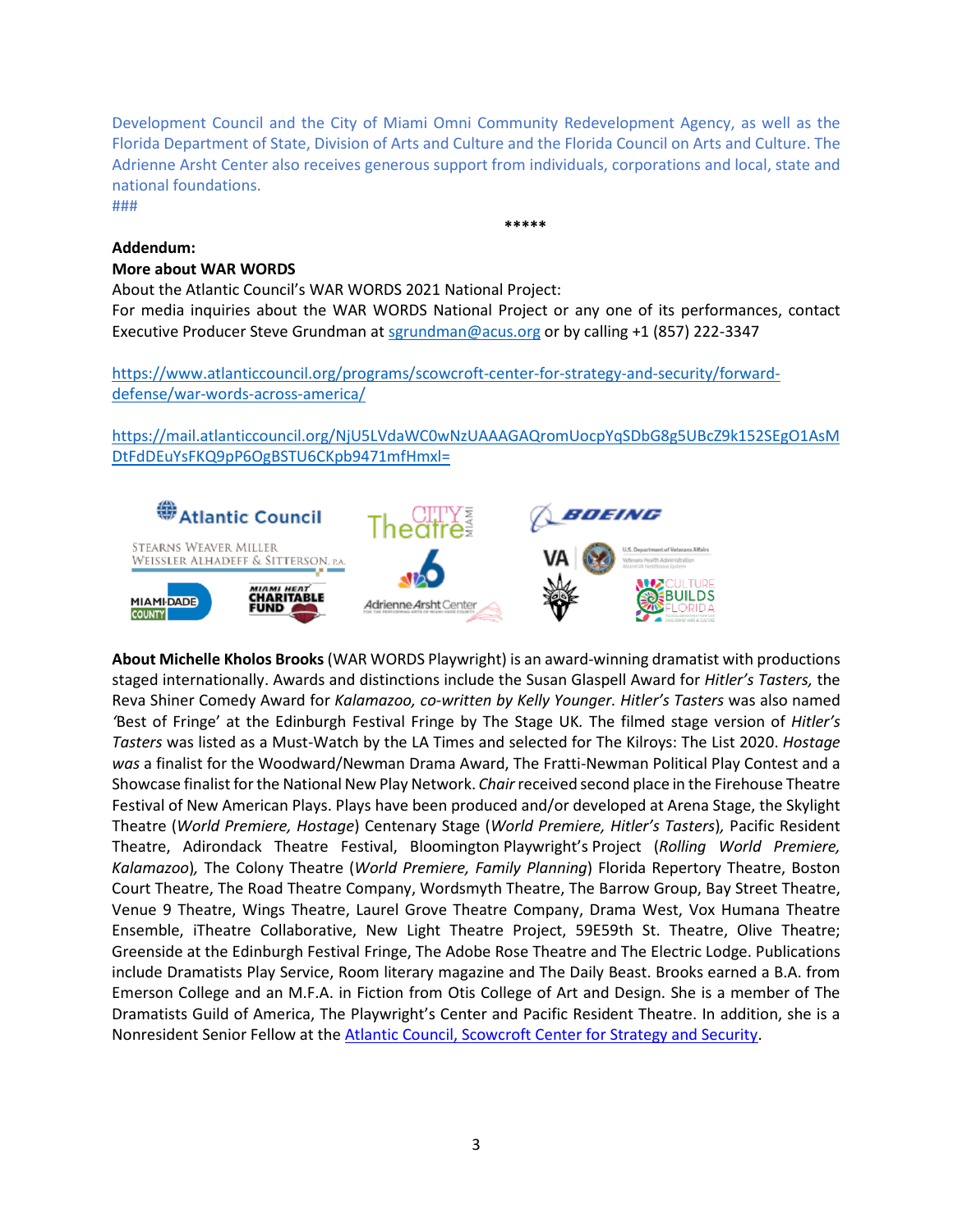Development Council and the City of Miami Omni Community Redevelopment Agency, as well as the Florida Department of State, Division of Arts and Culture and the Florida Council on Arts and Culture. The Adrienne Arsht Center also receives generous support from individuals, corporations and local, state and national foundations.

###

*****

**Addendum:**

**More about WAR WORDS**

About the Atlantic Council's WAR WORDS 2021 National Project:

For media inquiries about the WAR WORDS National Project or any one of its performances, contact Executive Producer Steve Grundman at [sgrundman@acus.org](mailto:sgrundman@acus.org) or by calling +1 (857) 222-3347

[https://www.atlanticcouncil.org/programs/scowcroft-center-for-strategy-and-security/forward-defense/war-words-across-america/](https://www.atlanticcouncil.org/programs/scowcroft-center-for-strategy-and-security/forward-defense/war-words-across-america/)

[https://mail.atlanticcouncil.org/NjU5LVdaWC0wNzUAAAGAQromUocpYqSDbG8g5UBcZ9k152SEgO1AsMDtFdDEuYsFKQ9pP6OgBSTU6CKpb9471mfHmxl=](https://mail.atlanticcouncil.org/NjU5LVdaWC0wNzUAAAGAQromUocpYqSDbG8g5UBcZ9k152SEgO1AsMDtFdDEuYsFKQ9pP6OgBSTU6CKpb9471mfHmxl=)

**About Michelle Kholos Brooks** (WAR WORDS Playwright) is an award-winning dramatist with productions staged internationally. Awards and distinctions include the Susan Glaspell Award for *Hitler's Tasters,* the Reva Shiner Comedy Award for *Kalamazoo, co-written by Kelly Younger*. *Hitler's Tasters* was also named 'Best of Fringe' at the Edinburgh Festival Fringe by The Stage UK. The filmed stage version of *Hitler's Tasters* was listed as a Must-Watch by the LA Times and selected for The Kilroys: The List 2020. *Hostage was* a finalist for the Woodward/Newman Drama Award, The Fratti-Newman Political Play Contest and a Showcase finalist for the National New Play Network. *Chair* received second place in the Firehouse Theatre Festival of New American Plays. Plays have been produced and/or developed at Arena Stage, the Skylight Theatre (*World Premiere, Hostage*) Centenary Stage (*World Premiere, Hitler's Tasters*), Pacific Resident Theatre, Adirondack Theatre Festival, Bloomington Playwright's Project (*Rolling World Premiere, Kalamazoo*), The Colony Theatre (*World Premiere, Family Planning*) Florida Repertory Theatre, Boston Court Theatre, The Road Theatre Company, Wordsmyth Theatre, The Barrow Group, Bay Street Theatre, Venue 9 Theatre, Wings Theatre, Laurel Grove Theatre Company, Drama West, Vox Humana Theatre Ensemble, iTheatre Collaborative, New Light Theatre Project, 59E59th St. Theatre, Olive Theatre; Greenside at the Edinburgh Festival Fringe, The Adobe Rose Theatre and The Electric Lodge. Publications include Dramatists Play Service, Room literary magazine and The Daily Beast. Brooks earned a B.A. from Emerson College and an M.F.A. in Fiction from Otis College of Art and Design. She is a member of The Dramatists Guild of America, The Playwright's Center and Pacific Resident Theatre. In addition, she is a Nonresident Senior Fellow at the [Atlantic Council, Scowcroft Center for Strategy and Security](https://www.atlanticcouncil.org/programs/scowcroft-center-for-strategy-and-security/).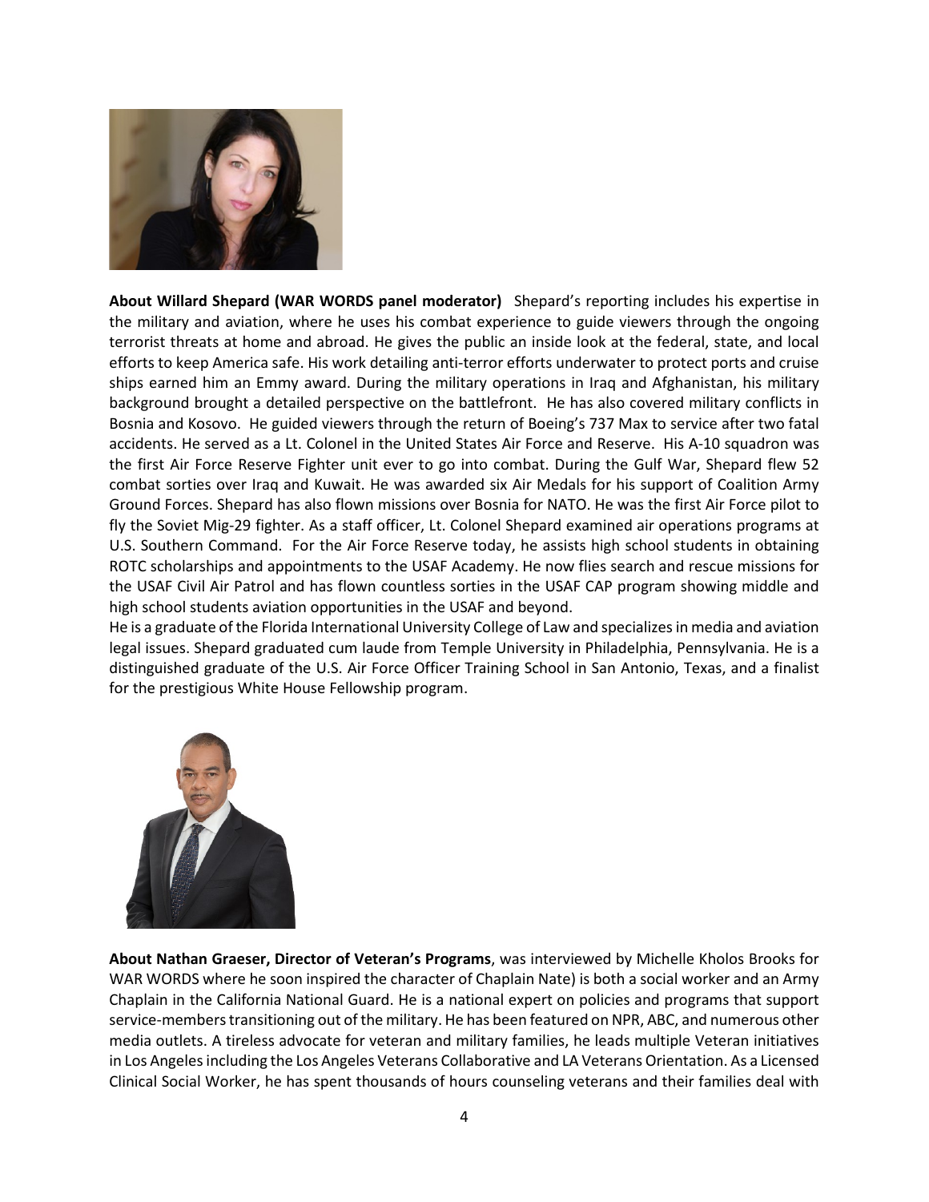**About Willard Shepard (WAR WORDS panel moderator)** Shepard's reporting includes his expertise in the military and aviation, where he uses his combat experience to guide viewers through the ongoing terrorist threats at home and abroad. He gives the public an inside look at the federal, state, and local efforts to keep America safe. His work detailing anti-terror efforts underwater to protect ports and cruise ships earned him an Emmy award. During the military operations in Iraq and Afghanistan, his military background brought a detailed perspective on the battlefront. He has also covered military conflicts in Bosnia and Kosovo. He guided viewers through the return of Boeing's 737 Max to service after two fatal accidents. He served as a Lt. Colonel in the United States Air Force and Reserve. His A-10 squadron was the first Air Force Reserve Fighter unit ever to go into combat. During the Gulf War, Shepard flew 52 combat sorties over Iraq and Kuwait. He was awarded six Air Medals for his support of Coalition Army Ground Forces. Shepard has also flown missions over Bosnia for NATO. He was the first Air Force pilot to fly the Soviet Mig-29 fighter. As a staff officer, Lt. Colonel Shepard examined air operations programs at U.S. Southern Command. For the Air Force Reserve today, he assists high school students in obtaining ROTC scholarships and appointments to the USAF Academy. He now flies search and rescue missions for the USAF Civil Air Patrol and has flown countless sorties in the USAF CAP program showing middle and high school students aviation opportunities in the USAF and beyond.

He is a graduate of the Florida International University College of Law and specializes in media and aviation legal issues. Shepard graduated cum laude from Temple University in Philadelphia, Pennsylvania. He is a distinguished graduate of the U.S. Air Force Officer Training School in San Antonio, Texas, and a finalist for the prestigious White House Fellowship program.

**About Nathan Graeser, Director of Veteran's Programs**, was interviewed by Michelle Kholos Brooks for WAR WORDS where he soon inspired the character of Chaplain Nate) is both a social worker and an Army Chaplain in the California National Guard. He is a national expert on policies and programs that support service-members transitioning out of the military. He has been featured on NPR, ABC, and numerous other media outlets. A tireless advocate for veteran and military families, he leads multiple Veteran initiatives in Los Angeles including the Los Angeles Veterans Collaborative and LA Veterans Orientation. As a Licensed Clinical Social Worker, he has spent thousands of hours counseling veterans and their families deal with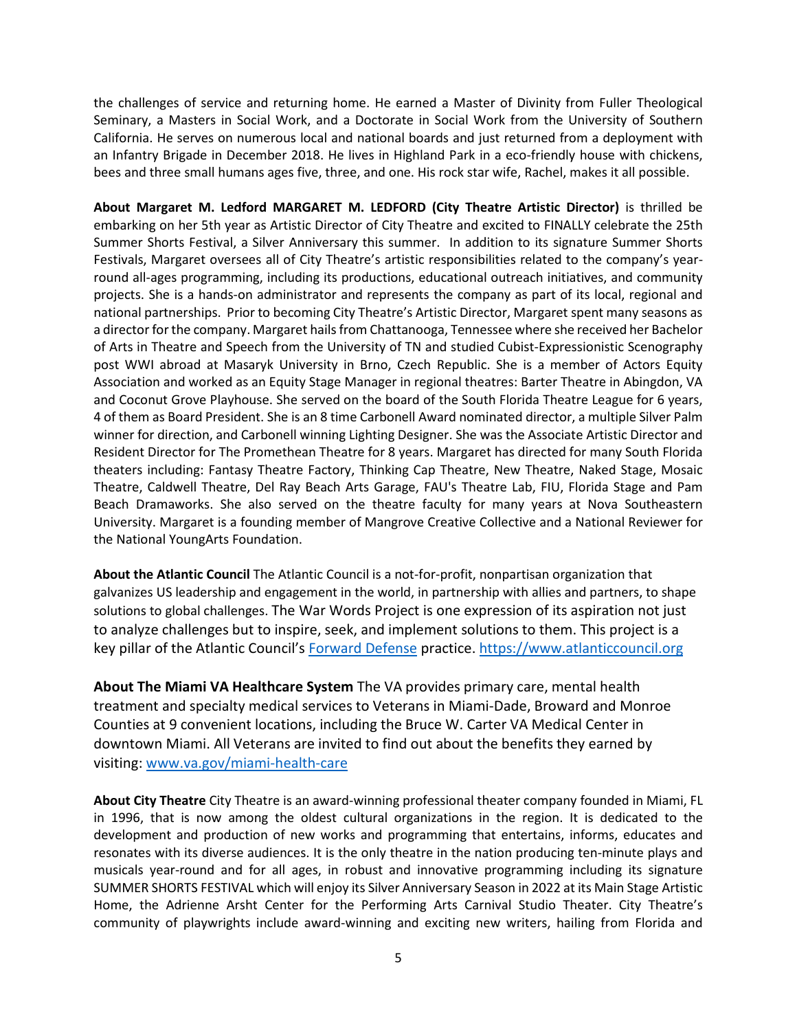the challenges of service and returning home. He earned a Master of Divinity from Fuller Theological Seminary, a Masters in Social Work, and a Doctorate in Social Work from the University of Southern California. He serves on numerous local and national boards and just returned from a deployment with an Infantry Brigade in December 2018. He lives in Highland Park in a eco-friendly house with chickens, bees and three small humans ages five, three, and one. His rock star wife, Rachel, makes it all possible.

**About Margaret M. Ledford MARGARET M. LEDFORD (City Theatre Artistic Director)** is thrilled be embarking on her 5th year as Artistic Director of City Theatre and excited to FINALLY celebrate the 25th Summer Shorts Festival, a Silver Anniversary this summer. In addition to its signature Summer Shorts Festivals, Margaret oversees all of City Theatre's artistic responsibilities related to the company's year-round all-ages programming, including its productions, educational outreach initiatives, and community projects. She is a hands-on administrator and represents the company as part of its local, regional and national partnerships. Prior to becoming City Theatre's Artistic Director, Margaret spent many seasons as a director for the company. Margaret hails from Chattanooga, Tennessee where she received her Bachelor of Arts in Theatre and Speech from the University of TN and studied Cubist-Expressionistic Scenography post WWI abroad at Masaryk University in Brno, Czech Republic. She is a member of Actors Equity Association and worked as an Equity Stage Manager in regional theatres: Barter Theatre in Abingdon, VA and Coconut Grove Playhouse. She served on the board of the South Florida Theatre League for 6 years, 4 of them as Board President. She is an 8 time Carbonell Award nominated director, a multiple Silver Palm winner for direction, and Carbonell winning Lighting Designer. She was the Associate Artistic Director and Resident Director for The Promethean Theatre for 8 years. Margaret has directed for many South Florida theaters including: Fantasy Theatre Factory, Thinking Cap Theatre, New Theatre, Naked Stage, Mosaic Theatre, Caldwell Theatre, Del Ray Beach Arts Garage, FAU's Theatre Lab, FIU, Florida Stage and Pam Beach Dramaworks. She also served on the theatre faculty for many years at Nova Southeastern University. Margaret is a founding member of Mangrove Creative Collective and a National Reviewer for the National YoungArts Foundation.

**About the Atlantic Council** The Atlantic Council is a not-for-profit, nonpartisan organization that galvanizes US leadership and engagement in the world, in partnership with allies and partners, to shape solutions to global challenges. The War Words Project is one expression of its aspiration not just to analyze challenges but to inspire, seek, and implement solutions to them. This project is a key pillar of the Atlantic Council's [Forward Defense](https://www.atlanticcouncil.org) practice. https://www.atlanticcouncil.org

**About The Miami VA Healthcare System** The VA provides primary care, mental health treatment and specialty medical services to Veterans in Miami-Dade, Broward and Monroe Counties at 9 convenient locations, including the Bruce W. Carter VA Medical Center in downtown Miami. All Veterans are invited to find out about the benefits they earned by visiting: www.va.gov/miami-health-care

**About City Theatre** City Theatre is an award-winning professional theater company founded in Miami, FL in 1996, that is now among the oldest cultural organizations in the region. It is dedicated to the development and production of new works and programming that entertains, informs, educates and resonates with its diverse audiences. It is the only theatre in the nation producing ten-minute plays and musicals year-round and for all ages, in robust and innovative programming including its signature SUMMER SHORTS FESTIVAL which will enjoy its Silver Anniversary Season in 2022 at its Main Stage Artistic Home, the Adrienne Arsht Center for the Performing Arts Carnival Studio Theater. City Theatre's community of playwrights include award-winning and exciting new writers, hailing from Florida and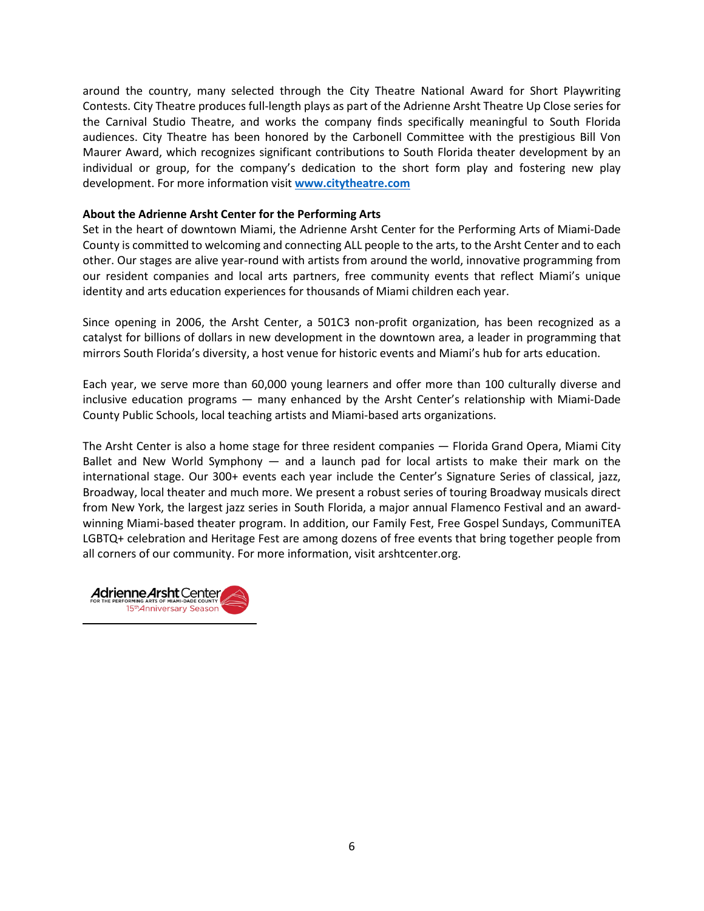around the country, many selected through the City Theatre National Award for Short Playwriting Contests. City Theatre produces full-length plays as part of the Adrienne Arsht Theatre Up Close series for the Carnival Studio Theatre, and works the company finds specifically meaningful to South Florida audiences. City Theatre has been honored by the Carbonell Committee with the prestigious Bill Von Maurer Award, which recognizes significant contributions to South Florida theater development by an individual or group, for the company's dedication to the short form play and fostering new play development. For more information visit **www.citytheatre.com**

**About the Adrienne Arsht Center for the Performing Arts**

Set in the heart of downtown Miami, the Adrienne Arsht Center for the Performing Arts of Miami-Dade County is committed to welcoming and connecting ALL people to the arts, to the Arsht Center and to each other. Our stages are alive year-round with artists from around the world, innovative programming from our resident companies and local arts partners, free community events that reflect Miami's unique identity and arts education experiences for thousands of Miami children each year.

Since opening in 2006, the Arsht Center, a 501C3 non-profit organization, has been recognized as a catalyst for billions of dollars in new development in the downtown area, a leader in programming that mirrors South Florida's diversity, a host venue for historic events and Miami's hub for arts education.

Each year, we serve more than 60,000 young learners and offer more than 100 culturally diverse and inclusive education programs — many enhanced by the Arsht Center's relationship with Miami-Dade County Public Schools, local teaching artists and Miami-based arts organizations.

The Arsht Center is also a home stage for three resident companies — Florida Grand Opera, Miami City Ballet and New World Symphony — and a launch pad for local artists to make their mark on the international stage. Our 300+ events each year include the Center's Signature Series of classical, jazz, Broadway, local theater and much more. We present a robust series of touring Broadway musicals direct from New York, the largest jazz series in South Florida, a major annual Flamenco Festival and an award-winning Miami-based theater program. In addition, our Family Fest, Free Gospel Sundays, CommuniTEA LGBTQ+ celebration and Heritage Fest are among dozens of free events that bring together people from all corners of our community. For more information, visit arshtcenter.org.

Adrienne Arsht Center
FOR THE PERFORMING ARTS OF MIAMI-DADE COUNTY
15th Anniversary Season